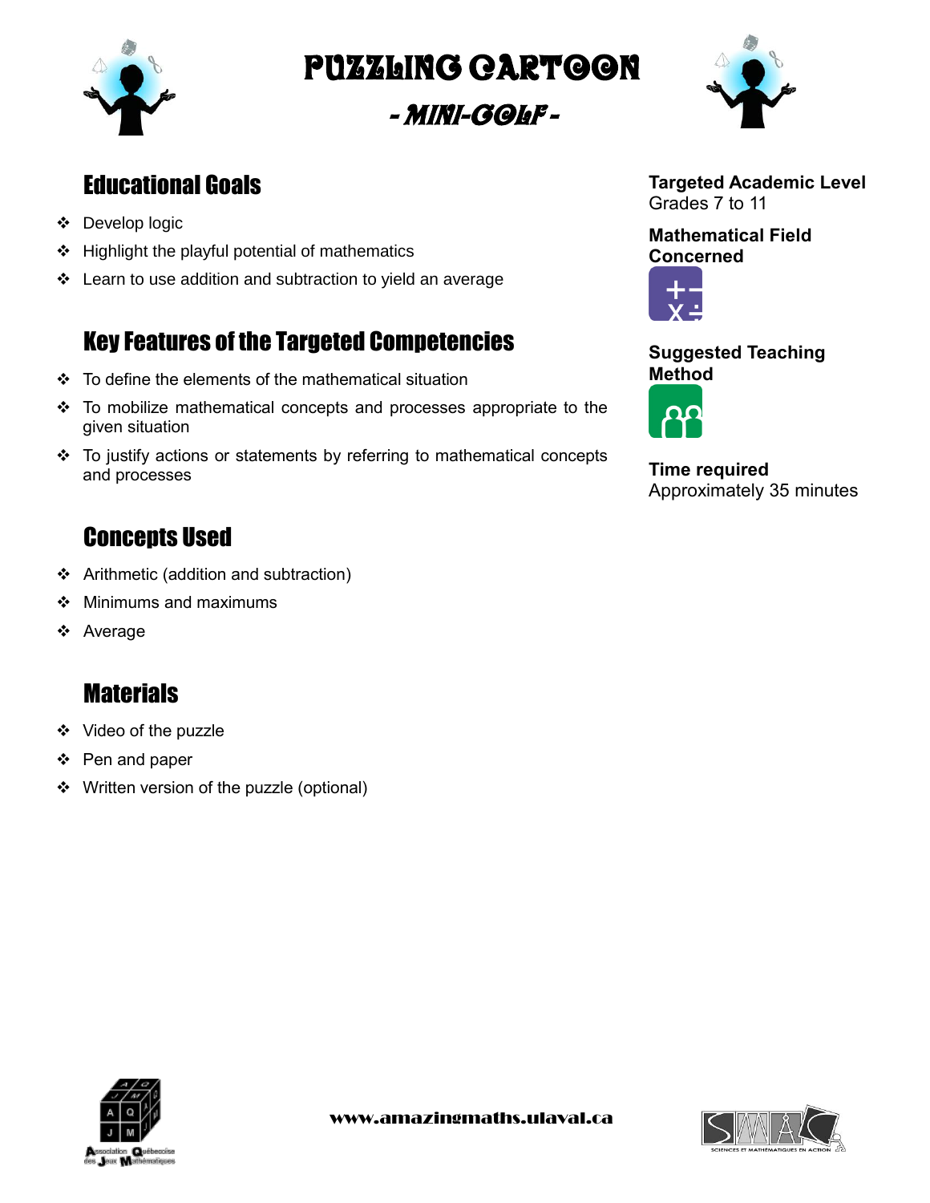# PUZZLING CARTOON

## - MINI-GOLF -

## Educational Goals

- Develop logic
- Highlight the playful potential of mathematics
- Learn to use addition and subtraction to yield an average

## Key Features of the Targeted Competencies

- To define the elements of the mathematical situation
- To mobilize mathematical concepts and processes appropriate to the given situation
- To justify actions or statements by referring to mathematical concepts and processes

## Concepts Used

- Arithmetic (addition and subtraction)
- Minimums and maximums
- Average

## Materials

- Video of the puzzle
- Pen and paper
- Written version of the puzzle (optional)

**Targeted Academic Level**
Grades 7 to 11

**Mathematical Field Concerned**

**Suggested Teaching Method**

**Time required**
Approximately 35 minutes

www.amazingmaths.ulaval.ca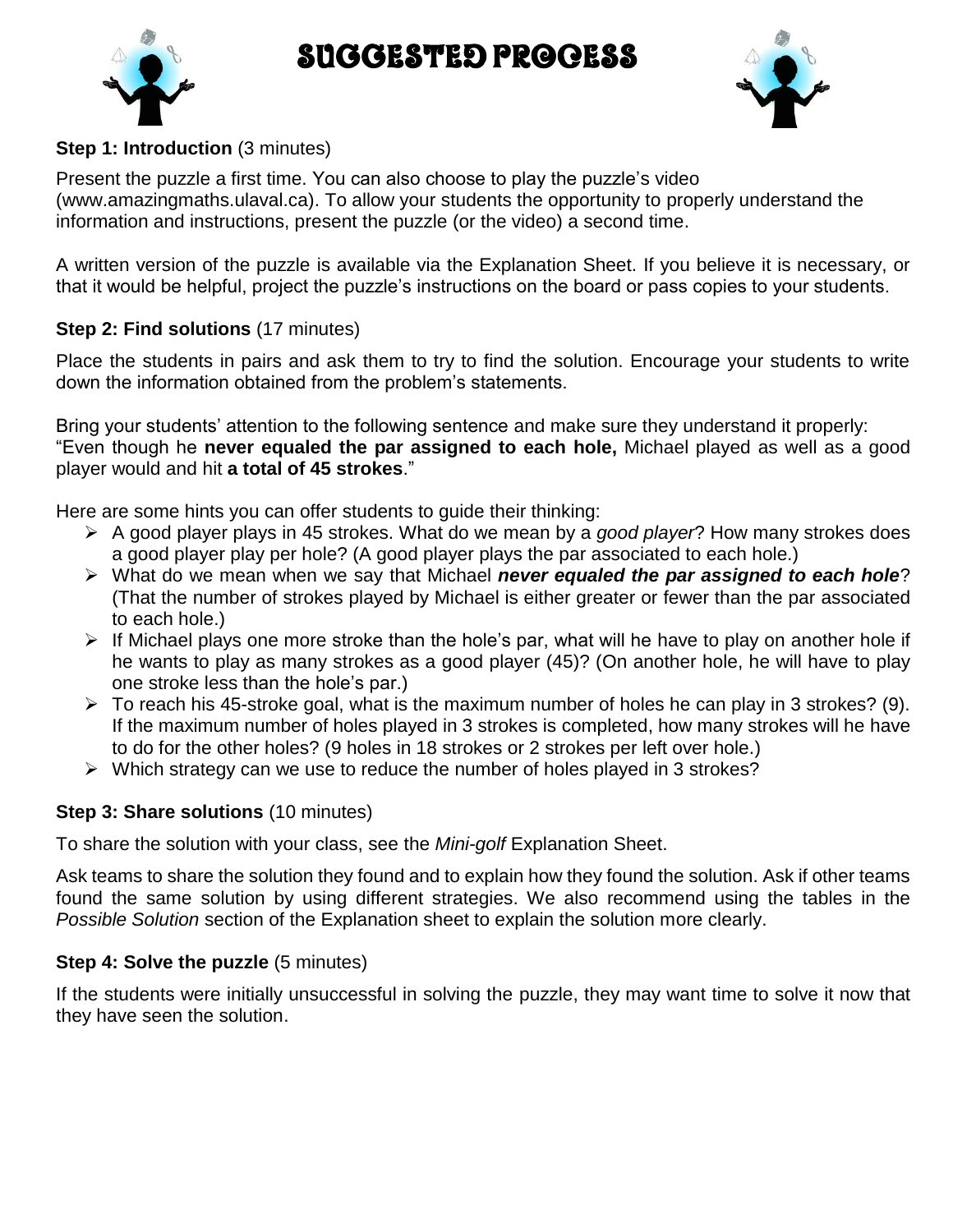# SUGGESTED PROCESS

**Step 1: Introduction** (3 minutes)

Present the puzzle a first time. You can also choose to play the puzzle's video (www.amazingmaths.ulaval.ca). To allow your students the opportunity to properly understand the information and instructions, present the puzzle (or the video) a second time.

A written version of the puzzle is available via the Explanation Sheet. If you believe it is necessary, or that it would be helpful, project the puzzle's instructions on the board or pass copies to your students.

**Step 2: Find solutions** (17 minutes)

Place the students in pairs and ask them to try to find the solution. Encourage your students to write down the information obtained from the problem's statements.

Bring your students' attention to the following sentence and make sure they understand it properly:
"Even though he **never equaled the par assigned to each hole,** Michael played as well as a good player would and hit **a total of 45 strokes**."

Here are some hints you can offer students to guide their thinking:

- A good player plays in 45 strokes. What do we mean by a *good player*? How many strokes does a good player play per hole? (A good player plays the par associated to each hole.)
- What do we mean when we say that Michael ***never equaled the par assigned to each hole***? (That the number of strokes played by Michael is either greater or fewer than the par associated to each hole.)
- If Michael plays one more stroke than the hole's par, what will he have to play on another hole if he wants to play as many strokes as a good player (45)? (On another hole, he will have to play one stroke less than the hole's par.)
- To reach his 45-stroke goal, what is the maximum number of holes he can play in 3 strokes? (9). If the maximum number of holes played in 3 strokes is completed, how many strokes will he have to do for the other holes? (9 holes in 18 strokes or 2 strokes per left over hole.)
- Which strategy can we use to reduce the number of holes played in 3 strokes?

**Step 3: Share solutions** (10 minutes)

To share the solution with your class, see the *Mini-golf* Explanation Sheet.

Ask teams to share the solution they found and to explain how they found the solution. Ask if other teams found the same solution by using different strategies. We also recommend using the tables in the *Possible Solution* section of the Explanation sheet to explain the solution more clearly.

**Step 4: Solve the puzzle** (5 minutes)

If the students were initially unsuccessful in solving the puzzle, they may want time to solve it now that they have seen the solution.